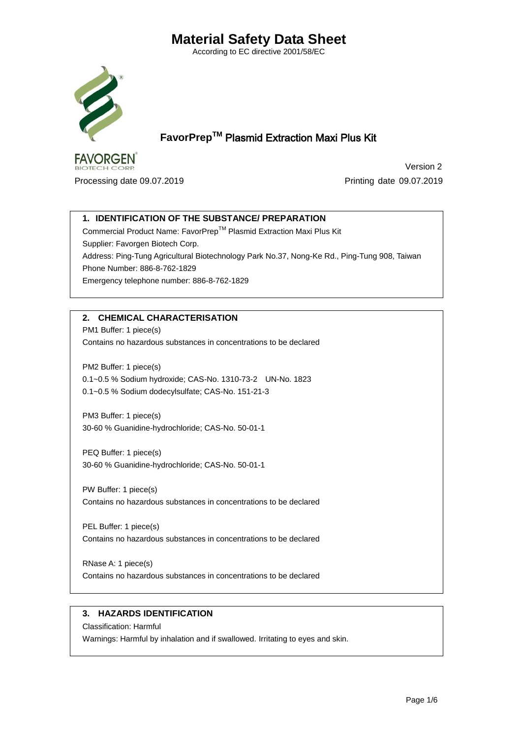# Material Safety Data Sheet

According to EC directive 2001/58/EC

## FavorPrep™ Plasmid Extraction Maxi Plus Kit

FAVORGEN BIOTECH CORP.

Version 2

Processing date 09.07.2019 Printing date 09.07.2019

### 1. IDENTIFICATION OF THE SUBSTANCE/ PREPARATION

Commercial Product Name: FavorPrep™ Plasmid Extraction Maxi Plus Kit

Supplier: Favorgen Biotech Corp.

Address: Ping-Tung Agricultural Biotechnology Park No.37, Nong-Ke Rd., Ping-Tung 908, Taiwan

Phone Number: 886-8-762-1829

Emergency telephone number: 886-8-762-1829

### 2. CHEMICAL CHARACTERISATION

PM1 Buffer: 1 piece(s)

Contains no hazardous substances in concentrations to be declared

PM2 Buffer: 1 piece(s)

0.1~0.5 % Sodium hydroxide; CAS-No. 1310-73-2 UN-No. 1823

0.1~0.5 % Sodium dodecylsulfate; CAS-No. 151-21-3

PM3 Buffer: 1 piece(s)

30-60 % Guanidine-hydrochloride; CAS-No. 50-01-1

PEQ Buffer: 1 piece(s)

30-60 % Guanidine-hydrochloride; CAS-No. 50-01-1

PW Buffer: 1 piece(s)

Contains no hazardous substances in concentrations to be declared

PEL Buffer: 1 piece(s)

Contains no hazardous substances in concentrations to be declared

RNase A: 1 piece(s)

Contains no hazardous substances in concentrations to be declared

### 3. HAZARDS IDENTIFICATION

Classification: Harmful

Warnings: Harmful by inhalation and if swallowed. Irritating to eyes and skin.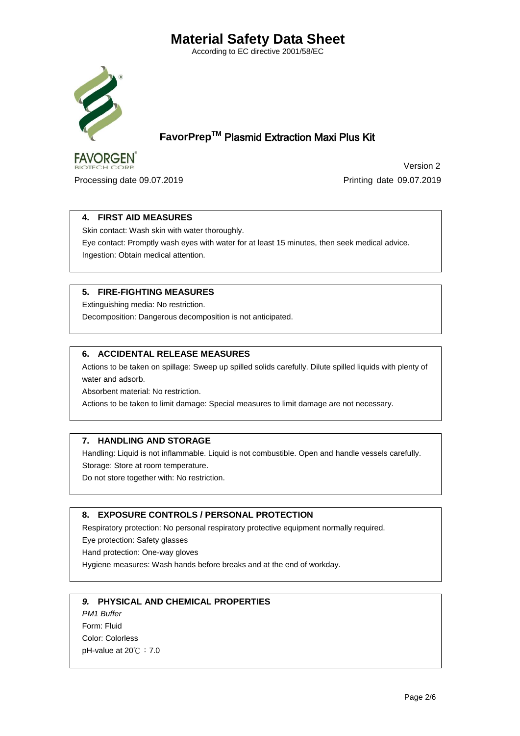# Material Safety Data Sheet

According to EC directive 2001/58/EC

## FavorPrep$^{TM}$ Plasmid Extraction Maxi Plus Kit

FAVORGEN BIOTECH CORP.

Version 2

Processing date 09.07.2019

Printing date 09.07.2019

### 4. FIRST AID MEASURES

Skin contact: Wash skin with water thoroughly.

Eye contact: Promptly wash eyes with water for at least 15 minutes, then seek medical advice.

Ingestion: Obtain medical attention.

### 5. FIRE-FIGHTING MEASURES

Extinguishing media: No restriction.

Decomposition: Dangerous decomposition is not anticipated.

### 6. ACCIDENTAL RELEASE MEASURES

Actions to be taken on spillage: Sweep up spilled solids carefully. Dilute spilled liquids with plenty of water and adsorb.

Absorbent material: No restriction.

Actions to be taken to limit damage: Special measures to limit damage are not necessary.

### 7. HANDLING AND STORAGE

Handling: Liquid is not inflammable. Liquid is not combustible. Open and handle vessels carefully.

Storage: Store at room temperature.

Do not store together with: No restriction.

### 8. EXPOSURE CONTROLS / PERSONAL PROTECTION

Respiratory protection: No personal respiratory protective equipment normally required.

Eye protection: Safety glasses

Hand protection: One-way gloves

Hygiene measures: Wash hands before breaks and at the end of workday.

### *9.* PHYSICAL AND CHEMICAL PROPERTIES

*PM1 Buffer*

Form: Fluid

Color: Colorless

pH-value at 20℃：7.0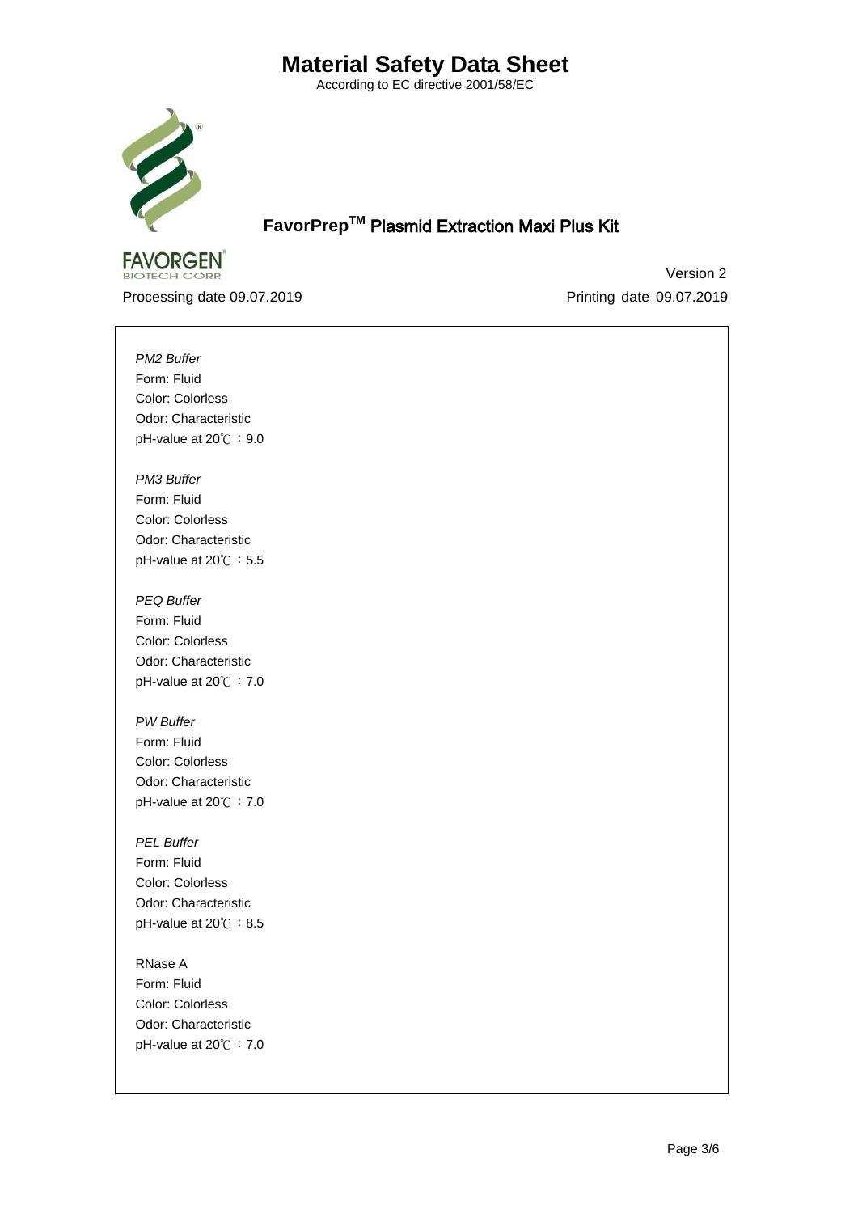*PM2 Buffer*
Form: Fluid
Color: Colorless
Odor: Characteristic
pH-value at 20℃ ：9.0

*PM3 Buffer*
Form: Fluid
Color: Colorless
Odor: Characteristic
pH-value at 20℃ ：5.5

*PEQ Buffer*
Form: Fluid
Color: Colorless
Odor: Characteristic
pH-value at 20℃ ：7.0

*PW Buffer*
Form: Fluid
Color: Colorless
Odor: Characteristic
pH-value at 20℃ ：7.0

*PEL Buffer*
Form: Fluid
Color: Colorless
Odor: Characteristic
pH-value at 20℃ ：8.5

RNase A
Form: Fluid
Color: Colorless
Odor: Characteristic
pH-value at 20℃ ：7.0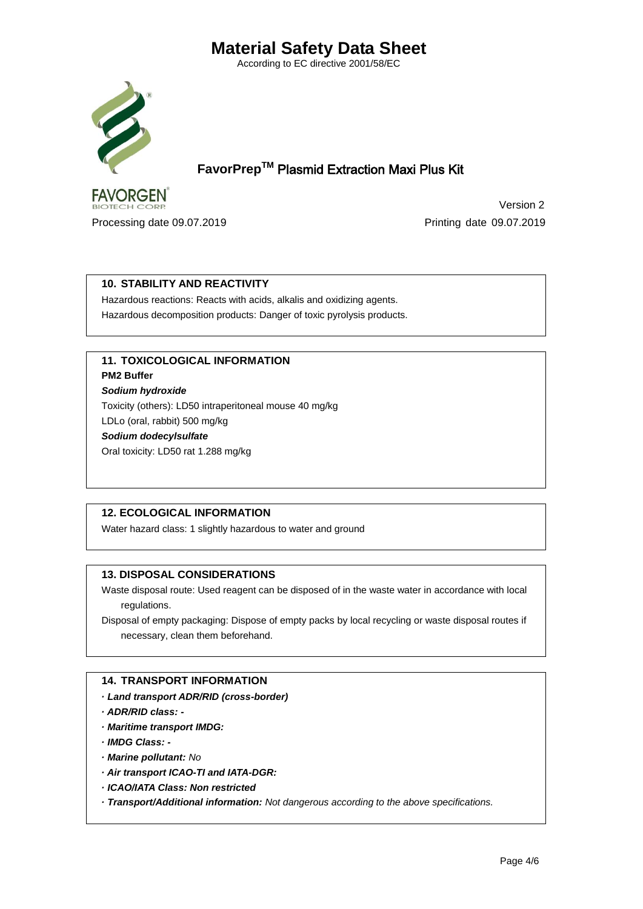# Material Safety Data Sheet

According to EC directive 2001/58/EC

## FavorPrep$^{TM}$ Plasmid Extraction Maxi Plus Kit

FAVORGEN BIOTECH CORP.

Version 2

Processing date 09.07.2019 Printing date 09.07.2019

### 10. STABILITY AND REACTIVITY

Hazardous reactions: Reacts with acids, alkalis and oxidizing agents.

Hazardous decomposition products: Danger of toxic pyrolysis products.

### 11. TOXICOLOGICAL INFORMATION

**PM2 Buffer**

***Sodium hydroxide***

Toxicity (others): LD50 intraperitoneal mouse 40 mg/kg

LDLo (oral, rabbit) 500 mg/kg

***Sodium dodecylsulfate***

Oral toxicity: LD50 rat 1.288 mg/kg

### 12. ECOLOGICAL INFORMATION

Water hazard class: 1 slightly hazardous to water and ground

### 13. DISPOSAL CONSIDERATIONS

Waste disposal route: Used reagent can be disposed of in the waste water in accordance with local regulations.

Disposal of empty packaging: Dispose of empty packs by local recycling or waste disposal routes if necessary, clean them beforehand.

### 14. TRANSPORT INFORMATION

· ***Land transport ADR/RID (cross-border)***

· ***ADR/RID class: -***

· ***Maritime transport IMDG:***

· ***IMDG Class: -***

· ***Marine pollutant:*** *No*

· ***Air transport ICAO-TI and IATA-DGR:***

· ***ICAO/IATA Class: Non restricted***

· ***Transport/Additional information:*** *Not dangerous according to the above specifications.*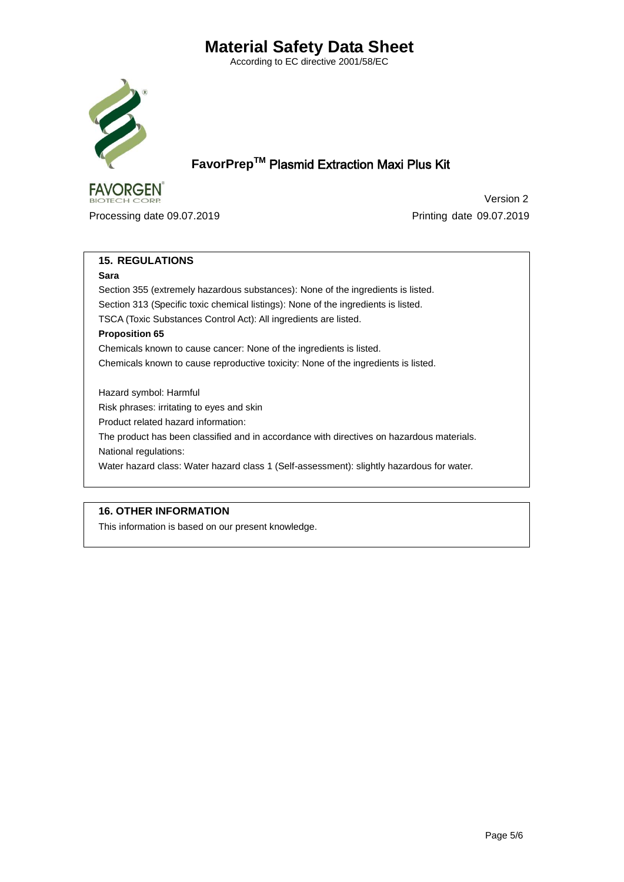## 15. REGULATIONS

**Sara**

Section 355 (extremely hazardous substances): None of the ingredients is listed.

Section 313 (Specific toxic chemical listings): None of the ingredients is listed.

TSCA (Toxic Substances Control Act): All ingredients are listed.

**Proposition 65**

Chemicals known to cause cancer: None of the ingredients is listed.

Chemicals known to cause reproductive toxicity: None of the ingredients is listed.

Hazard symbol: Harmful

Risk phrases: irritating to eyes and skin

Product related hazard information:

The product has been classified and in accordance with directives on hazardous materials.

National regulations:

Water hazard class: Water hazard class 1 (Self-assessment): slightly hazardous for water.

## 16. OTHER INFORMATION

This information is based on our present knowledge.